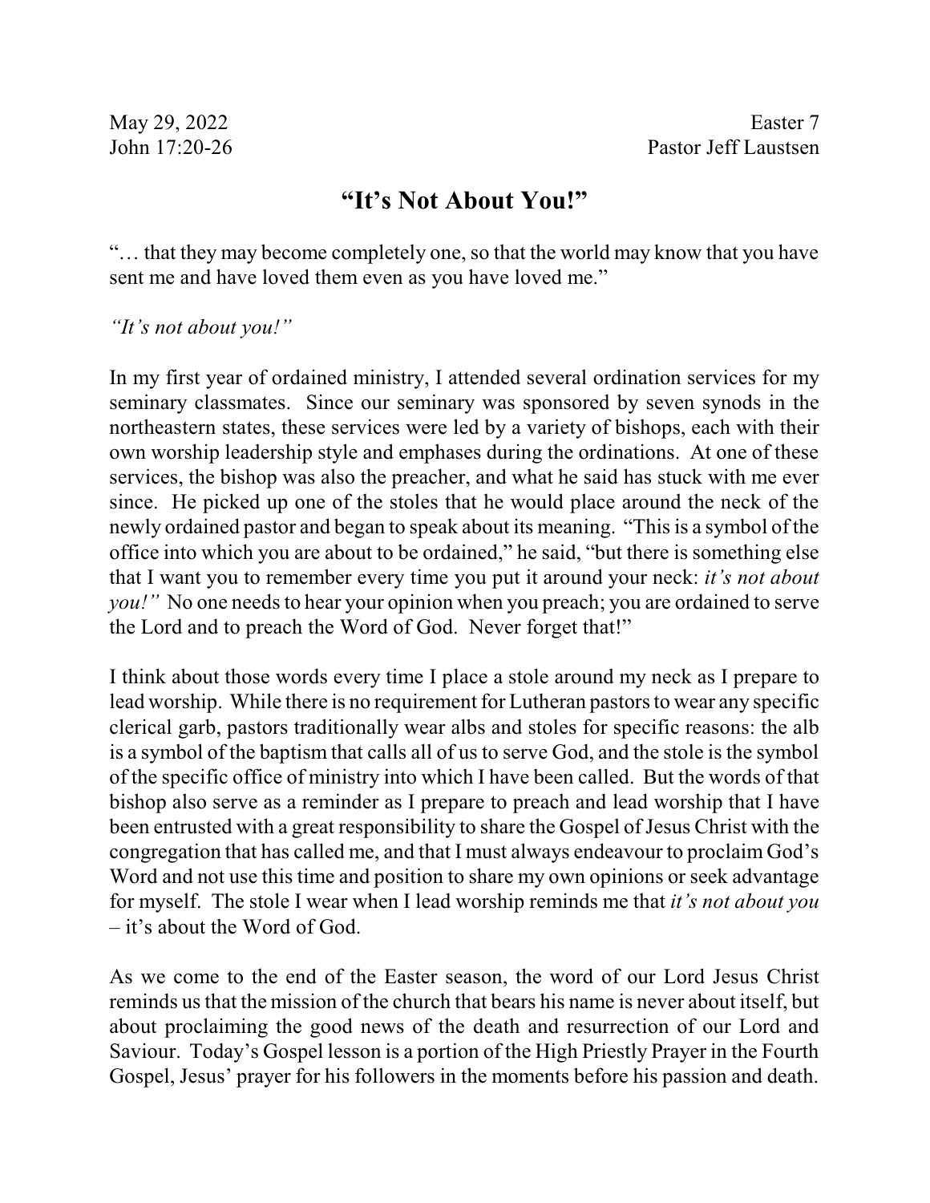May 29, 2022 Easter 7
John 17:20-26 Pastor Jeff Laustsen

# "It's Not About You!"

"… that they may become completely one, so that the world may know that you have sent me and have loved them even as you have loved me."

*"It's not about you!"*

In my first year of ordained ministry, I attended several ordination services for my seminary classmates. Since our seminary was sponsored by seven synods in the northeastern states, these services were led by a variety of bishops, each with their own worship leadership style and emphases during the ordinations. At one of these services, the bishop was also the preacher, and what he said has stuck with me ever since. He picked up one of the stoles that he would place around the neck of the newly ordained pastor and began to speak about its meaning. "This is a symbol of the office into which you are about to be ordained," he said, "but there is something else that I want you to remember every time you put it around your neck: *it's not about you!"* No one needs to hear your opinion when you preach; you are ordained to serve the Lord and to preach the Word of God. Never forget that!"

I think about those words every time I place a stole around my neck as I prepare to lead worship. While there is no requirement for Lutheran pastors to wear any specific clerical garb, pastors traditionally wear albs and stoles for specific reasons: the alb is a symbol of the baptism that calls all of us to serve God, and the stole is the symbol of the specific office of ministry into which I have been called. But the words of that bishop also serve as a reminder as I prepare to preach and lead worship that I have been entrusted with a great responsibility to share the Gospel of Jesus Christ with the congregation that has called me, and that I must always endeavour to proclaim God's Word and not use this time and position to share my own opinions or seek advantage for myself. The stole I wear when I lead worship reminds me that *it's not about you* – it's about the Word of God.

As we come to the end of the Easter season, the word of our Lord Jesus Christ reminds us that the mission of the church that bears his name is never about itself, but about proclaiming the good news of the death and resurrection of our Lord and Saviour. Today's Gospel lesson is a portion of the High Priestly Prayer in the Fourth Gospel, Jesus' prayer for his followers in the moments before his passion and death.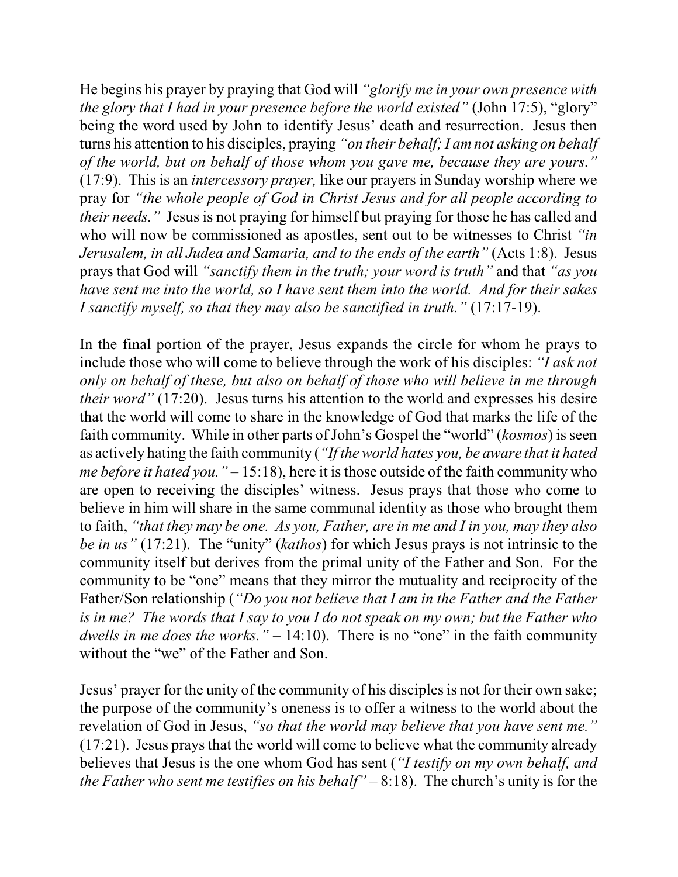He begins his prayer by praying that God will *"glorify me in your own presence with the glory that I had in your presence before the world existed"* (John 17:5), "glory" being the word used by John to identify Jesus' death and resurrection. Jesus then turns his attention to his disciples, praying *"on their behalf; I am not asking on behalf of the world, but on behalf of those whom you gave me, because they are yours."* (17:9). This is an *intercessory prayer,* like our prayers in Sunday worship where we pray for *"the whole people of God in Christ Jesus and for all people according to their needs."* Jesus is not praying for himself but praying for those he has called and who will now be commissioned as apostles, sent out to be witnesses to Christ *"in Jerusalem, in all Judea and Samaria, and to the ends of the earth"* (Acts 1:8). Jesus prays that God will *"sanctify them in the truth; your word is truth"* and that *"as you have sent me into the world, so I have sent them into the world. And for their sakes I sanctify myself, so that they may also be sanctified in truth."* (17:17-19).

In the final portion of the prayer, Jesus expands the circle for whom he prays to include those who will come to believe through the work of his disciples: *"I ask not only on behalf of these, but also on behalf of those who will believe in me through their word"* (17:20). Jesus turns his attention to the world and expresses his desire that the world will come to share in the knowledge of God that marks the life of the faith community. While in other parts of John's Gospel the "world" (*kosmos*) is seen as actively hating the faith community (*"If the world hates you, be aware that it hated me before it hated you."* – 15:18), here it is those outside of the faith community who are open to receiving the disciples' witness. Jesus prays that those who come to believe in him will share in the same communal identity as those who brought them to faith, *"that they may be one. As you, Father, are in me and I in you, may they also be in us"* (17:21). The "unity" (*kathos*) for which Jesus prays is not intrinsic to the community itself but derives from the primal unity of the Father and Son. For the community to be "one" means that they mirror the mutuality and reciprocity of the Father/Son relationship (*"Do you not believe that I am in the Father and the Father is in me? The words that I say to you I do not speak on my own; but the Father who dwells in me does the works."* – 14:10). There is no "one" in the faith community without the "we" of the Father and Son.

Jesus' prayer for the unity of the community of his disciples is not for their own sake; the purpose of the community's oneness is to offer a witness to the world about the revelation of God in Jesus, *"so that the world may believe that you have sent me."* (17:21). Jesus prays that the world will come to believe what the community already believes that Jesus is the one whom God has sent (*"I testify on my own behalf, and the Father who sent me testifies on his behalf"* – 8:18). The church's unity is for the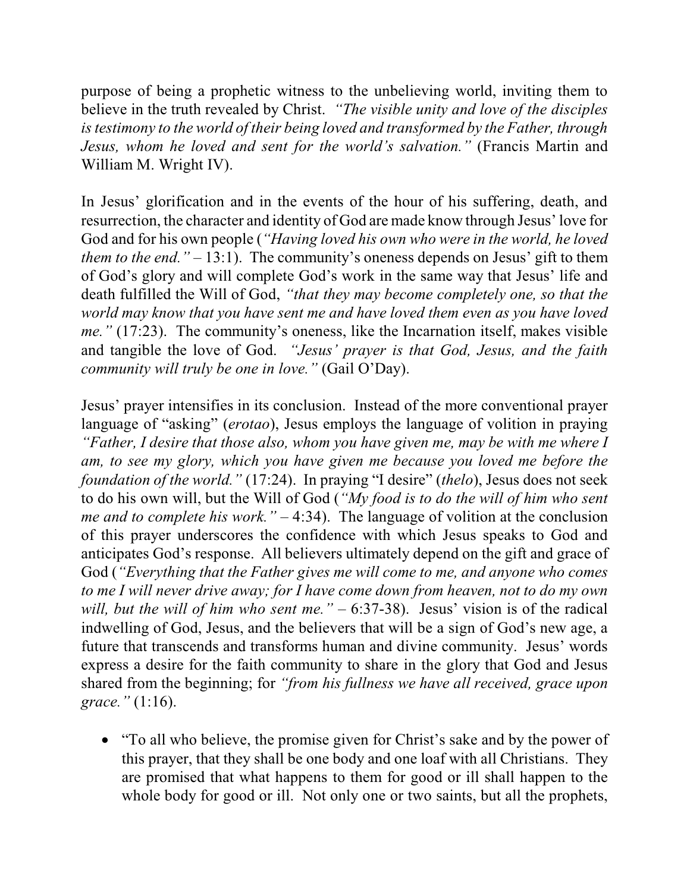purpose of being a prophetic witness to the unbelieving world, inviting them to believe in the truth revealed by Christ. *"The visible unity and love of the disciples is testimony to the world of their being loved and transformed by the Father, through Jesus, whom he loved and sent for the world's salvation."* (Francis Martin and William M. Wright IV).

In Jesus' glorification and in the events of the hour of his suffering, death, and resurrection, the character and identity of God are made know through Jesus' love for God and for his own people (*"Having loved his own who were in the world, he loved them to the end."* – 13:1). The community's oneness depends on Jesus' gift to them of God's glory and will complete God's work in the same way that Jesus' life and death fulfilled the Will of God, *"that they may become completely one, so that the world may know that you have sent me and have loved them even as you have loved me."* (17:23). The community's oneness, like the Incarnation itself, makes visible and tangible the love of God. *"Jesus' prayer is that God, Jesus, and the faith community will truly be one in love."* (Gail O'Day).

Jesus' prayer intensifies in its conclusion. Instead of the more conventional prayer language of "asking" (*erotao*), Jesus employs the language of volition in praying *"Father, I desire that those also, whom you have given me, may be with me where I am, to see my glory, which you have given me because you loved me before the foundation of the world."* (17:24). In praying "I desire" (*thelo*), Jesus does not seek to do his own will, but the Will of God (*"My food is to do the will of him who sent me and to complete his work."* – 4:34). The language of volition at the conclusion of this prayer underscores the confidence with which Jesus speaks to God and anticipates God's response. All believers ultimately depend on the gift and grace of God (*"Everything that the Father gives me will come to me, and anyone who comes to me I will never drive away; for I have come down from heaven, not to do my own will, but the will of him who sent me."* – 6:37-38). Jesus' vision is of the radical indwelling of God, Jesus, and the believers that will be a sign of God's new age, a future that transcends and transforms human and divine community. Jesus' words express a desire for the faith community to share in the glory that God and Jesus shared from the beginning; for *"from his fullness we have all received, grace upon grace."* (1:16).

- "To all who believe, the promise given for Christ's sake and by the power of this prayer, that they shall be one body and one loaf with all Christians. They are promised that what happens to them for good or ill shall happen to the whole body for good or ill. Not only one or two saints, but all the prophets,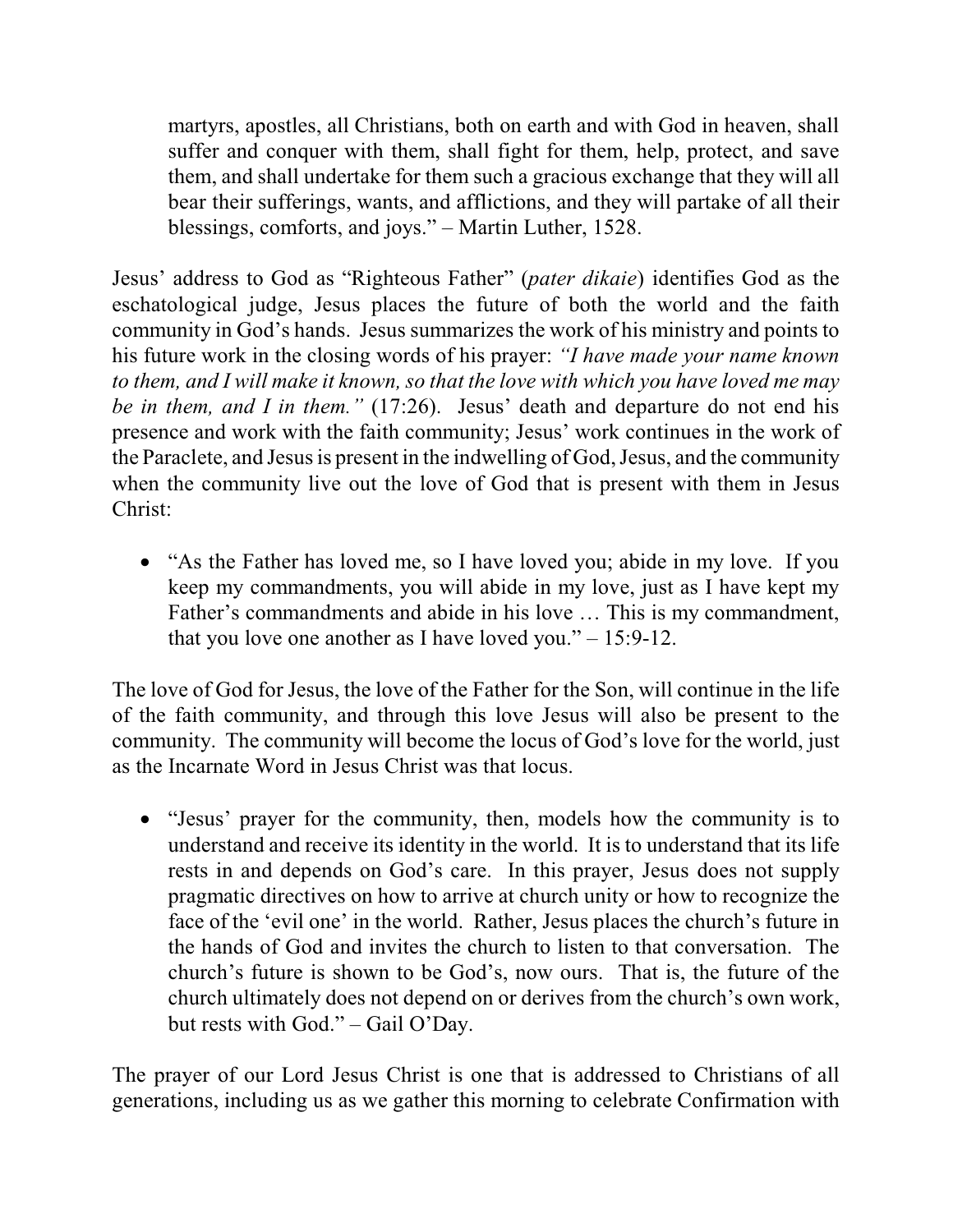martyrs, apostles, all Christians, both on earth and with God in heaven, shall suffer and conquer with them, shall fight for them, help, protect, and save them, and shall undertake for them such a gracious exchange that they will all bear their sufferings, wants, and afflictions, and they will partake of all their blessings, comforts, and joys." – Martin Luther, 1528.

Jesus' address to God as "Righteous Father" (*pater dikaie*) identifies God as the eschatological judge, Jesus places the future of both the world and the faith community in God's hands. Jesus summarizes the work of his ministry and points to his future work in the closing words of his prayer: *"I have made your name known to them, and I will make it known, so that the love with which you have loved me may be in them, and I in them."* (17:26). Jesus' death and departure do not end his presence and work with the faith community; Jesus' work continues in the work of the Paraclete, and Jesus is present in the indwelling of God, Jesus, and the community when the community live out the love of God that is present with them in Jesus Christ:

- "As the Father has loved me, so I have loved you; abide in my love. If you keep my commandments, you will abide in my love, just as I have kept my Father's commandments and abide in his love … This is my commandment, that you love one another as I have loved you." – 15:9-12.

The love of God for Jesus, the love of the Father for the Son, will continue in the life of the faith community, and through this love Jesus will also be present to the community. The community will become the locus of God's love for the world, just as the Incarnate Word in Jesus Christ was that locus.

- "Jesus' prayer for the community, then, models how the community is to understand and receive its identity in the world. It is to understand that its life rests in and depends on God's care. In this prayer, Jesus does not supply pragmatic directives on how to arrive at church unity or how to recognize the face of the 'evil one' in the world. Rather, Jesus places the church's future in the hands of God and invites the church to listen to that conversation. The church's future is shown to be God's, now ours. That is, the future of the church ultimately does not depend on or derives from the church's own work, but rests with God." – Gail O'Day.

The prayer of our Lord Jesus Christ is one that is addressed to Christians of all generations, including us as we gather this morning to celebrate Confirmation with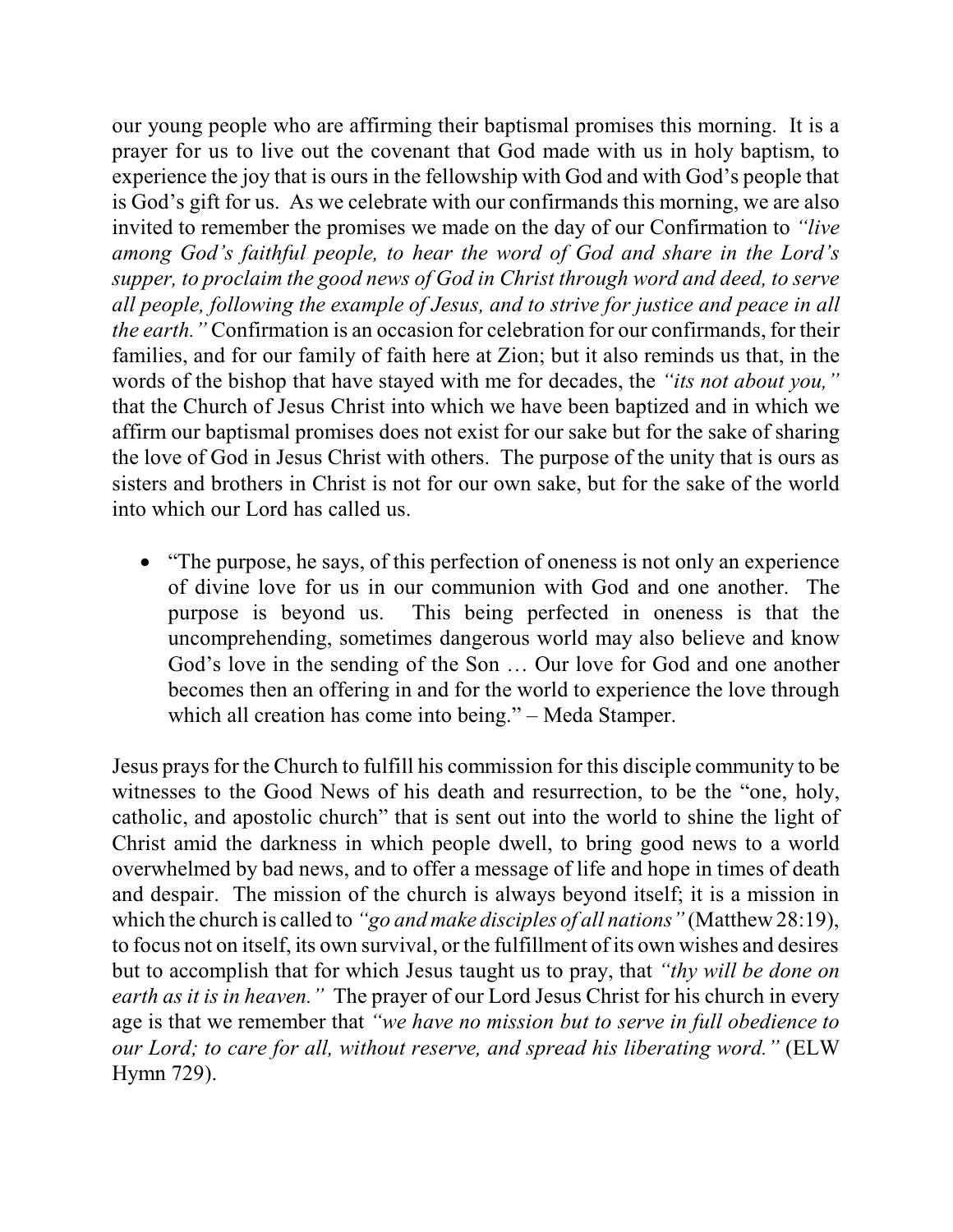our young people who are affirming their baptismal promises this morning. It is a prayer for us to live out the covenant that God made with us in holy baptism, to experience the joy that is ours in the fellowship with God and with God's people that is God's gift for us. As we celebrate with our confirmands this morning, we are also invited to remember the promises we made on the day of our Confirmation to *"live among God's faithful people, to hear the word of God and share in the Lord's supper, to proclaim the good news of God in Christ through word and deed, to serve all people, following the example of Jesus, and to strive for justice and peace in all the earth."* Confirmation is an occasion for celebration for our confirmands, for their families, and for our family of faith here at Zion; but it also reminds us that, in the words of the bishop that have stayed with me for decades, the *"its not about you,"* that the Church of Jesus Christ into which we have been baptized and in which we affirm our baptismal promises does not exist for our sake but for the sake of sharing the love of God in Jesus Christ with others. The purpose of the unity that is ours as sisters and brothers in Christ is not for our own sake, but for the sake of the world into which our Lord has called us.

- "The purpose, he says, of this perfection of oneness is not only an experience of divine love for us in our communion with God and one another. The purpose is beyond us. This being perfected in oneness is that the uncomprehending, sometimes dangerous world may also believe and know God's love in the sending of the Son … Our love for God and one another becomes then an offering in and for the world to experience the love through which all creation has come into being." – Meda Stamper.

Jesus prays for the Church to fulfill his commission for this disciple community to be witnesses to the Good News of his death and resurrection, to be the "one, holy, catholic, and apostolic church" that is sent out into the world to shine the light of Christ amid the darkness in which people dwell, to bring good news to a world overwhelmed by bad news, and to offer a message of life and hope in times of death and despair. The mission of the church is always beyond itself; it is a mission in which the church is called to *"go and make disciples of all nations"* (Matthew 28:19), to focus not on itself, its own survival, or the fulfillment of its own wishes and desires but to accomplish that for which Jesus taught us to pray, that *"thy will be done on earth as it is in heaven."* The prayer of our Lord Jesus Christ for his church in every age is that we remember that *"we have no mission but to serve in full obedience to our Lord; to care for all, without reserve, and spread his liberating word."* (ELW Hymn 729).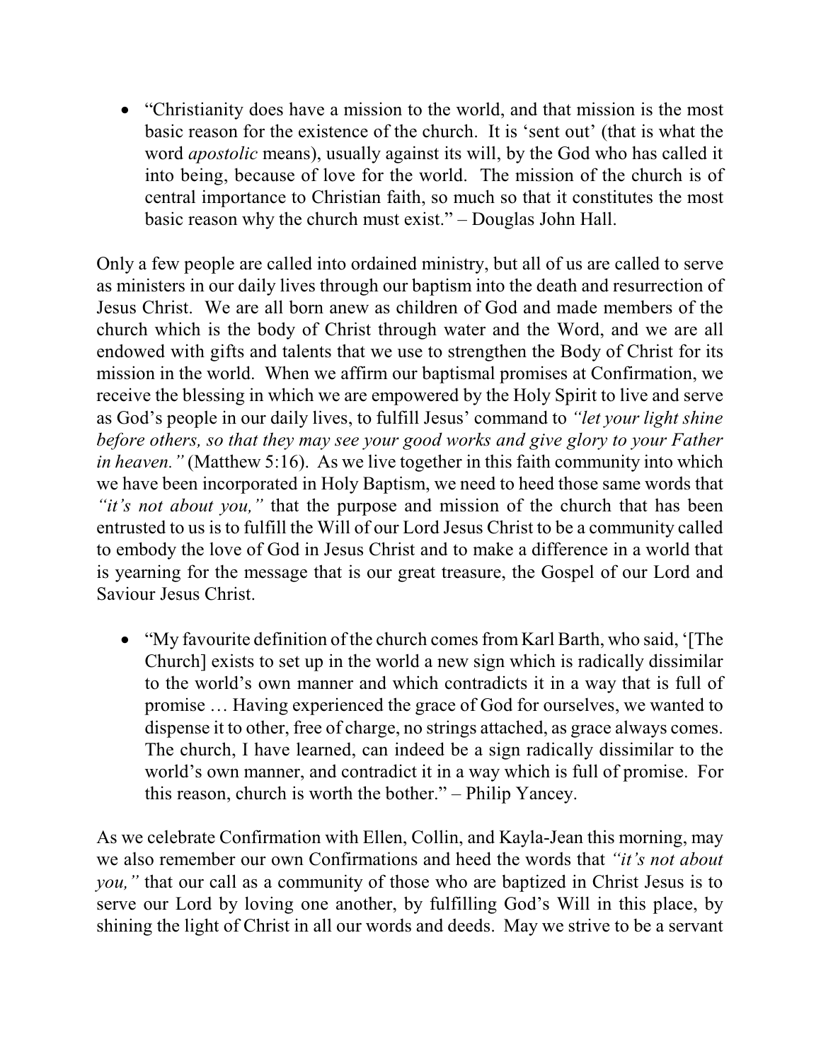- "Christianity does have a mission to the world, and that mission is the most basic reason for the existence of the church. It is 'sent out' (that is what the word *apostolic* means), usually against its will, by the God who has called it into being, because of love for the world. The mission of the church is of central importance to Christian faith, so much so that it constitutes the most basic reason why the church must exist." – Douglas John Hall.

Only a few people are called into ordained ministry, but all of us are called to serve as ministers in our daily lives through our baptism into the death and resurrection of Jesus Christ. We are all born anew as children of God and made members of the church which is the body of Christ through water and the Word, and we are all endowed with gifts and talents that we use to strengthen the Body of Christ for its mission in the world. When we affirm our baptismal promises at Confirmation, we receive the blessing in which we are empowered by the Holy Spirit to live and serve as God's people in our daily lives, to fulfill Jesus' command to *"let your light shine before others, so that they may see your good works and give glory to your Father in heaven."* (Matthew 5:16). As we live together in this faith community into which we have been incorporated in Holy Baptism, we need to heed those same words that *"it's not about you,"* that the purpose and mission of the church that has been entrusted to us is to fulfill the Will of our Lord Jesus Christ to be a community called to embody the love of God in Jesus Christ and to make a difference in a world that is yearning for the message that is our great treasure, the Gospel of our Lord and Saviour Jesus Christ.

- "My favourite definition of the church comes from Karl Barth, who said, '[The Church] exists to set up in the world a new sign which is radically dissimilar to the world's own manner and which contradicts it in a way that is full of promise … Having experienced the grace of God for ourselves, we wanted to dispense it to other, free of charge, no strings attached, as grace always comes. The church, I have learned, can indeed be a sign radically dissimilar to the world's own manner, and contradict it in a way which is full of promise. For this reason, church is worth the bother." – Philip Yancey.

As we celebrate Confirmation with Ellen, Collin, and Kayla-Jean this morning, may we also remember our own Confirmations and heed the words that *"it's not about you,"* that our call as a community of those who are baptized in Christ Jesus is to serve our Lord by loving one another, by fulfilling God's Will in this place, by shining the light of Christ in all our words and deeds. May we strive to be a servant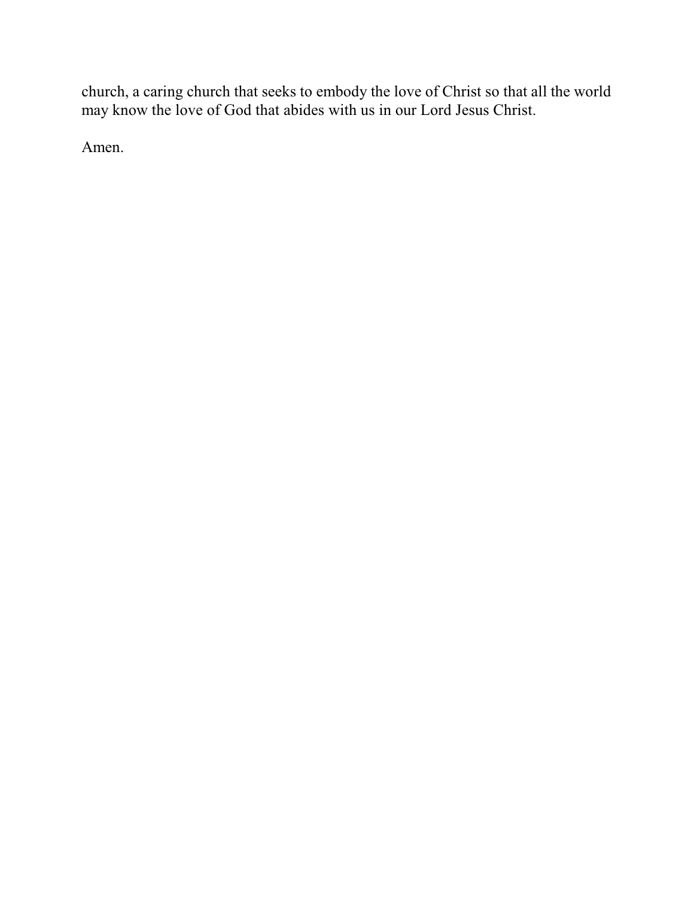church, a caring church that seeks to embody the love of Christ so that all the world may know the love of God that abides with us in our Lord Jesus Christ.

Amen.